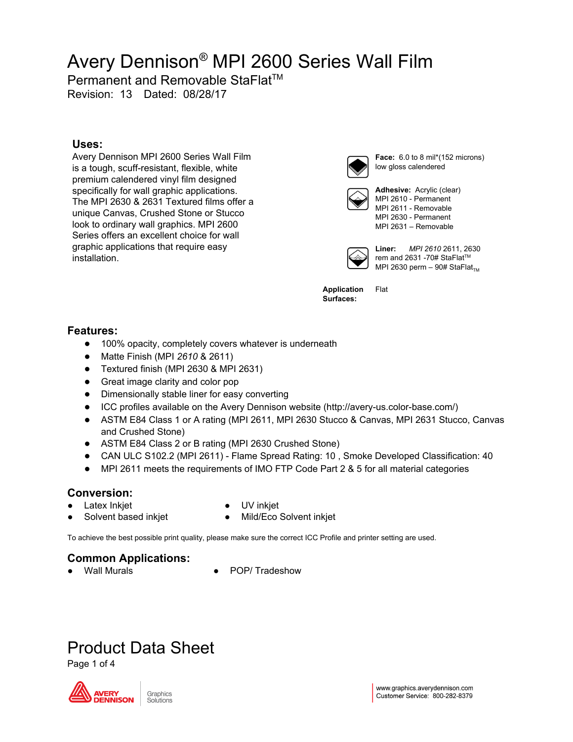# Avery Dennison® MPI 2600 Series Wall Film

## Permanent and Removable StaFlat™

Revision: 13 Dated: 08/28/17

### Uses:

Avery Dennison MPI 2600 Series Wall Film is a tough, scuff-resistant, flexible, white premium calendered vinyl film designed specifically for wall graphic applications. The MPI 2630 & 2631 Textured films offer a unique Canvas, Crushed Stone or Stucco look to ordinary wall graphics. MPI 2600 Series offers an excellent choice for wall graphic applications that require easy installation.

**Face:** 6.0 to 8 mil*(152 microns) low gloss calendered

**Adhesive:** Acrylic (clear)
MPI 2610 - Permanent
MPI 2611 - Removable
MPI 2630 - Permanent
MPI 2631 – Removable

**Liner:** *MPI 2610* 2611, 2630 rem and 2631 -70# StaFlat™
MPI 2630 perm – 90# StaFlat™

**Application Surfaces:** Flat

### Features:

- 100% opacity, completely covers whatever is underneath
- Matte Finish (MPI *2610* & 2611)
- Textured finish (MPI 2630 & MPI 2631)
- Great image clarity and color pop
- Dimensionally stable liner for easy converting
- ICC profiles available on the Avery Dennison website (http://avery-us.color-base.com/)
- ASTM E84 Class 1 or A rating (MPI 2611, MPI 2630 Stucco & Canvas, MPI 2631 Stucco, Canvas and Crushed Stone)
- ASTM E84 Class 2 or B rating (MPI 2630 Crushed Stone)
- CAN ULC S102.2 (MPI 2611) - Flame Spread Rating: 10 , Smoke Developed Classification: 40
- MPI 2611 meets the requirements of IMO FTP Code Part 2 & 5 for all material categories

### Conversion:

- Latex Inkjet
- Solvent based inkjet
- UV inkjet
- Mild/Eco Solvent inkjet

To achieve the best possible print quality, please make sure the correct ICC Profile and printer setting are used.

### Common Applications:

- Wall Murals
- POP/ Tradeshow

# Product Data Sheet

Avery Dennison Graphics Solutions

www.graphics.averydennison.com
Customer Service: 800-282-8379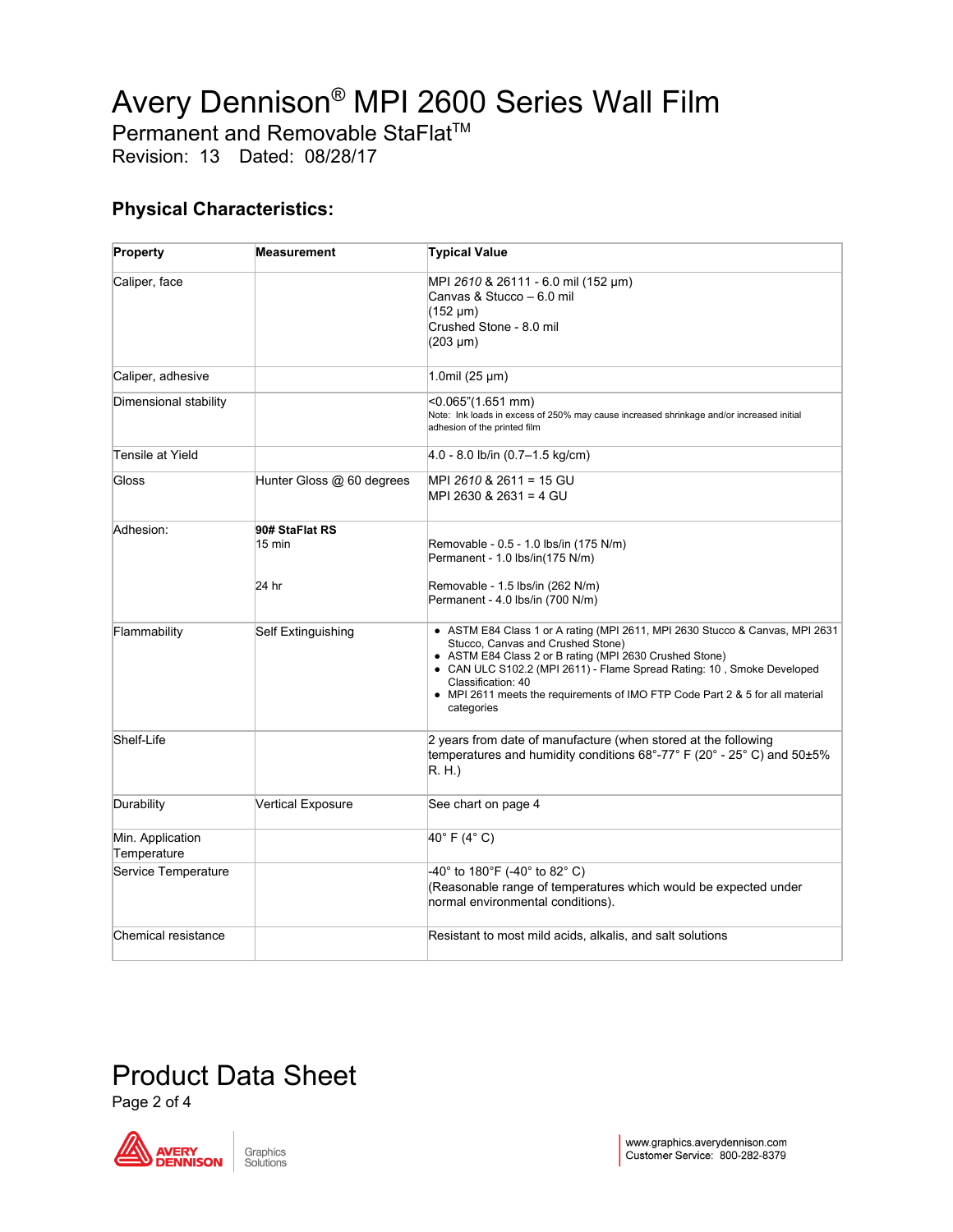# Avery Dennison® MPI 2600 Series Wall Film

Permanent and Removable StaFlat™

Revision: 13 Dated: 08/28/17

## Physical Characteristics:

| Property | Measurement | Typical Value |
|---|---|---|
| Caliper, face | | MPI *2610* & 26111 - 6.0 mil (152 µm)<br>Canvas & Stucco – 6.0 mil<br>(152 µm)<br>Crushed Stone - 8.0 mil<br>(203 µm) |
| Caliper, adhesive | | 1.0mil (25 µm) |
| Dimensional stability | | <0.065"(1.651 mm)<br>Note: Ink loads in excess of 250% may cause increased shrinkage and/or increased initial adhesion of the printed film |
| Tensile at Yield | | 4.0 - 8.0 lb/in (0.7–1.5 kg/cm) |
| Gloss | Hunter Gloss @ 60 degrees | MPI *2610* & 2611 = 15 GU<br>MPI 2630 & 2631 = 4 GU |
| Adhesion: | **90# StaFlat RS**<br>15 min<br><br>24 hr | <br>Removable - 0.5 - 1.0 lbs/in (175 N/m)<br>Permanent - 1.0 lbs/in(175 N/m)<br><br>Removable - 1.5 lbs/in (262 N/m)<br>Permanent - 4.0 lbs/in (700 N/m) |
| Flammability | Self Extinguishing | • ASTM E84 Class 1 or A rating (MPI 2611, MPI 2630 Stucco & Canvas, MPI 2631 Stucco, Canvas and Crushed Stone)<br>• ASTM E84 Class 2 or B rating (MPI 2630 Crushed Stone)<br>• CAN ULC S102.2 (MPI 2611) - Flame Spread Rating: 10 , Smoke Developed Classification: 40<br>• MPI 2611 meets the requirements of IMO FTP Code Part 2 & 5 for all material categories |
| Shelf-Life | | 2 years from date of manufacture (when stored at the following temperatures and humidity conditions 68°-77° F (20° - 25° C) and 50±5% R. H.) |
| Durability | Vertical Exposure | See chart on page 4 |
| Min. Application Temperature | | 40° F (4° C) |
| Service Temperature | | -40° to 180°F (-40° to 82° C)<br>(Reasonable range of temperatures which would be expected under normal environmental conditions). |
| Chemical resistance | | Resistant to most mild acids, alkalis, and salt solutions |

Product Data Sheet

www.graphics.averydennison.com
Customer Service: 800-282-8379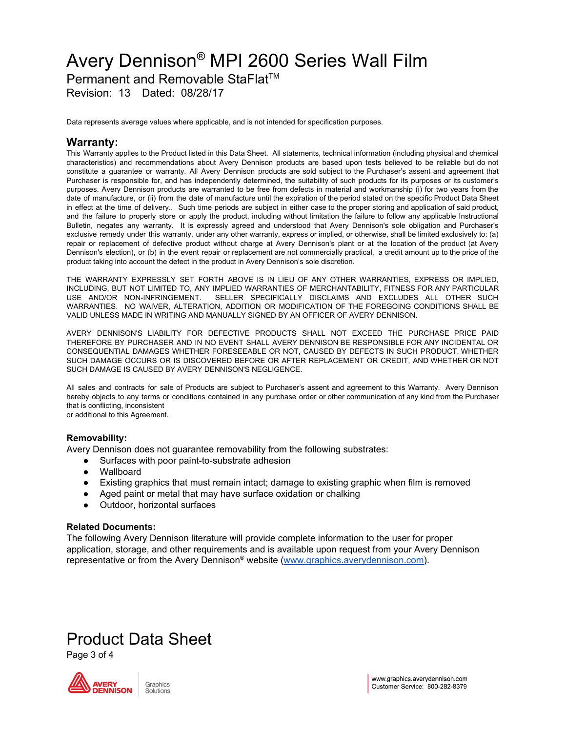# Avery Dennison® MPI 2600 Series Wall Film

Permanent and Removable StaFlat™

Revision: 13 Dated: 08/28/17

Data represents average values where applicable, and is not intended for specification purposes.

## Warranty:

This Warranty applies to the Product listed in this Data Sheet. All statements, technical information (including physical and chemical characteristics) and recommendations about Avery Dennison products are based upon tests believed to be reliable but do not constitute a guarantee or warranty. All Avery Dennison products are sold subject to the Purchaser's assent and agreement that Purchaser is responsible for, and has independently determined, the suitability of such products for its purposes or its customer's purposes. Avery Dennison products are warranted to be free from defects in material and workmanship (i) for two years from the date of manufacture, or (ii) from the date of manufacture until the expiration of the period stated on the specific Product Data Sheet in effect at the time of delivery.. Such time periods are subject in either case to the proper storing and application of said product, and the failure to properly store or apply the product, including without limitation the failure to follow any applicable Instructional Bulletin, negates any warranty. It is expressly agreed and understood that Avery Dennison's sole obligation and Purchaser's exclusive remedy under this warranty, under any other warranty, express or implied, or otherwise, shall be limited exclusively to: (a) repair or replacement of defective product without charge at Avery Dennison's plant or at the location of the product (at Avery Dennison's election), or (b) in the event repair or replacement are not commercially practical, a credit amount up to the price of the product taking into account the defect in the product in Avery Dennison's sole discretion.

THE WARRANTY EXPRESSLY SET FORTH ABOVE IS IN LIEU OF ANY OTHER WARRANTIES, EXPRESS OR IMPLIED, INCLUDING, BUT NOT LIMITED TO, ANY IMPLIED WARRANTIES OF MERCHANTABILITY, FITNESS FOR ANY PARTICULAR USE AND/OR NON-INFRINGEMENT. SELLER SPECIFICALLY DISCLAIMS AND EXCLUDES ALL OTHER SUCH WARRANTIES. NO WAIVER, ALTERATION, ADDITION OR MODIFICATION OF THE FOREGOING CONDITIONS SHALL BE VALID UNLESS MADE IN WRITING AND MANUALLY SIGNED BY AN OFFICER OF AVERY DENNISON.

AVERY DENNISON'S LIABILITY FOR DEFECTIVE PRODUCTS SHALL NOT EXCEED THE PURCHASE PRICE PAID THEREFORE BY PURCHASER AND IN NO EVENT SHALL AVERY DENNISON BE RESPONSIBLE FOR ANY INCIDENTAL OR CONSEQUENTIAL DAMAGES WHETHER FORESEEABLE OR NOT, CAUSED BY DEFECTS IN SUCH PRODUCT, WHETHER SUCH DAMAGE OCCURS OR IS DISCOVERED BEFORE OR AFTER REPLACEMENT OR CREDIT, AND WHETHER OR NOT SUCH DAMAGE IS CAUSED BY AVERY DENNISON'S NEGLIGENCE.

All sales and contracts for sale of Products are subject to Purchaser's assent and agreement to this Warranty. Avery Dennison hereby objects to any terms or conditions contained in any purchase order or other communication of any kind from the Purchaser that is conflicting, inconsistent or additional to this Agreement.

### Removability:

Avery Dennison does not guarantee removability from the following substrates:

- Surfaces with poor paint-to-substrate adhesion
- Wallboard
- Existing graphics that must remain intact; damage to existing graphic when film is removed
- Aged paint or metal that may have surface oxidation or chalking
- Outdoor, horizontal surfaces

### Related Documents:

The following Avery Dennison literature will provide complete information to the user for proper application, storage, and other requirements and is available upon request from your Avery Dennison representative or from the Avery Dennison® website (www.graphics.averydennison.com).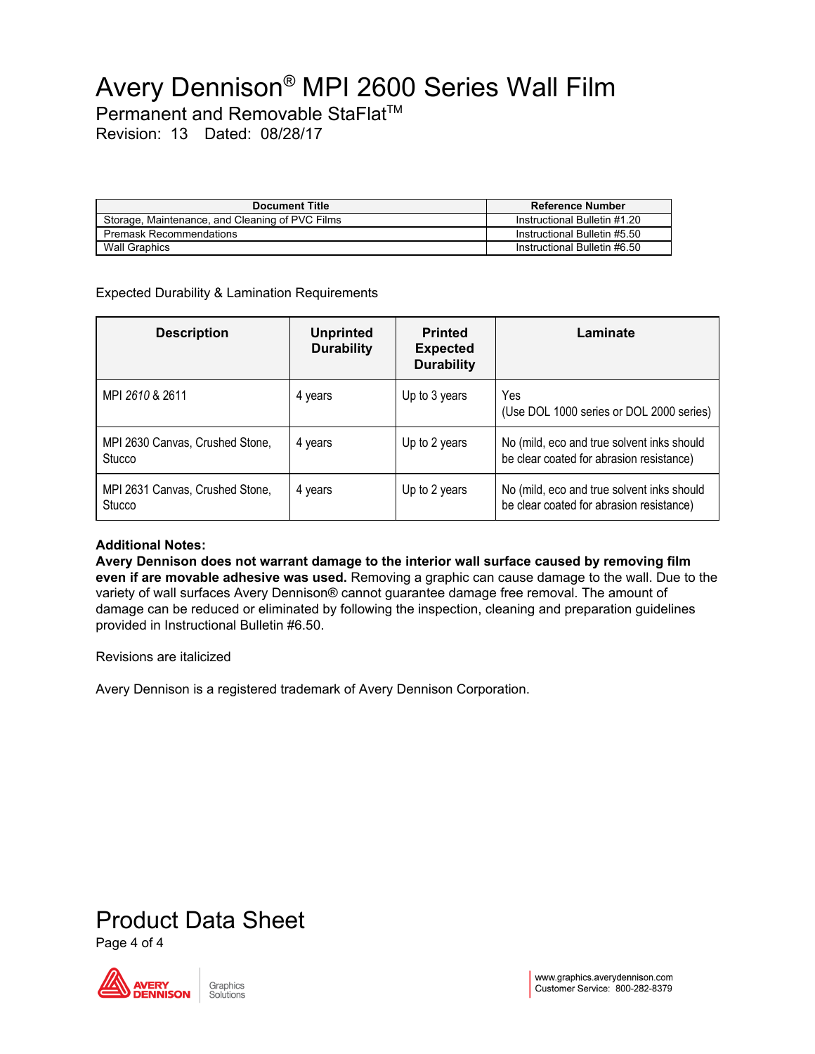# Avery Dennison® MPI 2600 Series Wall Film

Permanent and Removable StaFlat™

Revision: 13 Dated: 08/28/17

| Document Title | Reference Number |
|---|---|
| Storage, Maintenance, and Cleaning of PVC Films | Instructional Bulletin #1.20 |
| Premask Recommendations | Instructional Bulletin #5.50 |
| Wall Graphics | Instructional Bulletin #6.50 |

Expected Durability & Lamination Requirements

| Description | Unprinted Durability | Printed Expected Durability | Laminate |
|---|---|---|---|
| MPI *2610* & 2611 | 4 years | Up to 3 years | Yes (Use DOL 1000 series or DOL 2000 series) |
| MPI 2630 Canvas, Crushed Stone, Stucco | 4 years | Up to 2 years | No (mild, eco and true solvent inks should be clear coated for abrasion resistance) |
| MPI 2631 Canvas, Crushed Stone, Stucco | 4 years | Up to 2 years | No (mild, eco and true solvent inks should be clear coated for abrasion resistance) |

**Additional Notes:**

**Avery Dennison does not warrant damage to the interior wall surface caused by removing film even if are movable adhesive was used.** Removing a graphic can cause damage to the wall. Due to the variety of wall surfaces Avery Dennison® cannot guarantee damage free removal. The amount of damage can be reduced or eliminated by following the inspection, cleaning and preparation guidelines provided in Instructional Bulletin #6.50.

Revisions are italicized

Avery Dennison is a registered trademark of Avery Dennison Corporation.

Product Data Sheet

www.graphics.averydennison.com
Customer Service: 800-282-8379